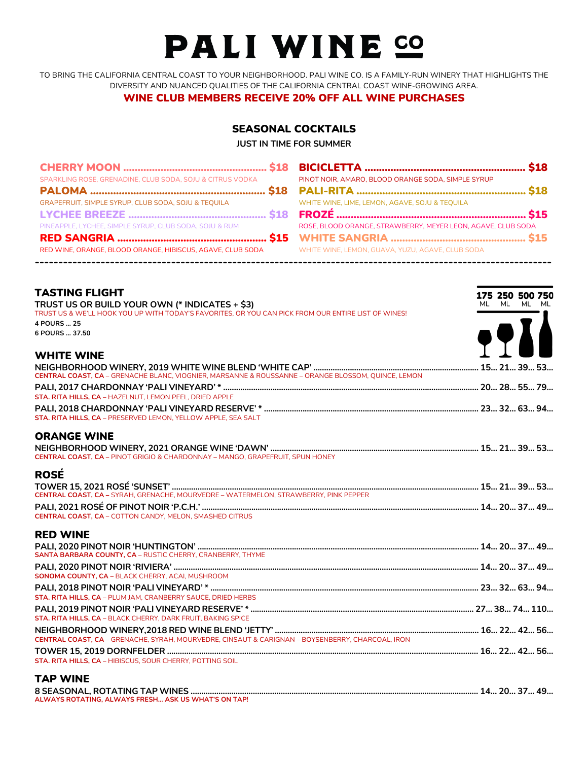# PALI WINE CO

TO BRING THE CALIFORNIA CENTRAL COAST TO YOUR NEIGHBORHOOD. PALI WINE CO. IS A FAMILY-RUN WINERY THAT HIGHLIGHTS THE DIVERSITY AND NUANCED QUALITIES OF THE CALIFORNIA CENTRAL COAST WINE-GROWING AREA.

**WINE CLUB MEMBERS RECEIVE 20% OFF ALL WINE PURCHASES**

## SEASONAL COCKTAILS

JUST IN TIME FOR SUMMER

**CHERRY MOON ... $18**
SPARKLING ROSE, GRENADINE, CLUB SODA, SOJU & CITRUS VODKA

**PALOMA ... $18**
GRAPEFRUIT, SIMPLE SYRUP, CLUB SODA, SOJU & TEQUILA

**LYCHEE BREEZE ... $18**
PINEAPPLE, LYCHEE, SIMPLE SYRUP, CLUB SODA, SOJU & RUM

**RED SANGRIA ... $15**
RED WINE, ORANGE, BLOOD ORANGE, HIBISCUS, AGAVE, CLUB SODA

**BICICLETTA ... $18**
PINOT NOIR, AMARO, BLOOD ORANGE SODA, SIMPLE SYRUP

**PALI-RITA ... $18**
WHITE WINE, LIME, LEMON, AGAVE, SOJU & TEQUILA

**FROZÉ ... $15**
ROSE, BLOOD ORANGE, STRAWBERRY, MEYER LEON, AGAVE, CLUB SODA

**WHITE SANGRIA ... $15**
WHITE WINE, LEMON, GUAVA, YUZU, AGAVE, CLUB SODA

---

## TASTING FLIGHT

**TRUST US OR BUILD YOUR OWN (* INDICATES + $3)**

TRUST US & WE'LL HOOK YOU UP WITH TODAY'S FAVORITES, OR YOU CAN PICK FROM OUR ENTIRE LIST OF WINES!

4 POURS ... 25
6 POURS ... 37.50

Prices: 175 ML / 250 ML / 500 ML / 750 ML

## WHITE WINE

| Wine | 175 ML | 250 ML | 500 ML | 750 ML |
|---|---|---|---|---|
| **NEIGHBORHOOD WINERY, 2019 WHITE WINE BLEND 'WHITE CAP'**<br>CENTRAL COAST, CA – GRENACHE BLANC, VIOGNIER, MARSANNE & ROUSSANNE – ORANGE BLOSSOM, QUINCE, LEMON | 15 | 21 | 39 | 53 |
| **PALI, 2017 CHARDONNAY 'PALI VINEYARD' ***<br>STA. RITA HILLS, CA – HAZELNUT, LEMON PEEL, DRIED APPLE | 20 | 28 | 55 | 79 |
| **PALI, 2018 CHARDONNAY 'PALI VINEYARD RESERVE' ***<br>STA. RITA HILLS, CA – PRESERVED LEMON, YELLOW APPLE, SEA SALT | 23 | 32 | 63 | 94 |

## ORANGE WINE

| Wine | 175 ML | 250 ML | 500 ML | 750 ML |
|---|---|---|---|---|
| **NEIGHBORHOOD WINERY, 2021 ORANGE WINE 'DAWN'**<br>CENTRAL COAST, CA – PINOT GRIGIO & CHARDONNAY – MANGO, GRAPEFRUIT, SPUN HONEY | 15 | 21 | 39 | 53 |

## ROSÉ

| Wine | 175 ML | 250 ML | 500 ML | 750 ML |
|---|---|---|---|---|
| **TOWER 15, 2021 ROSÉ 'SUNSET'**<br>CENTRAL COAST, CA – SYRAH, GRENACHE, MOURVEDRE – WATERMELON, STRAWBERRY, PINK PEPPER | 15 | 21 | 39 | 53 |
| **PALI, 2021 ROSÉ OF PINOT NOIR 'P.C.H.'**<br>CENTRAL COAST, CA – COTTON CANDY, MELON, SMASHED CITRUS | 14 | 20 | 37 | 49 |

## RED WINE

| Wine | 175 ML | 250 ML | 500 ML | 750 ML |
|---|---|---|---|---|
| **PALI, 2020 PINOT NOIR 'HUNTINGTON'**<br>SANTA BARBARA COUNTY, CA – RUSTIC CHERRY, CRANBERRY, THYME | 14 | 20 | 37 | 49 |
| **PALI, 2020 PINOT NOIR 'RIVIERA'**<br>SONOMA COUNTY, CA – BLACK CHERRY, ACAI, MUSHROOM | 14 | 20 | 37 | 49 |
| **PALI, 2018 PINOT NOIR 'PALI VINEYARD' ***<br>STA. RITA HILLS, CA – PLUM JAM, CRANBERRY SAUCE, DRIED HERBS | 23 | 32 | 63 | 94 |
| **PALI, 2019 PINOT NOIR 'PALI VINEYARD RESERVE' ***<br>STA. RITA HILLS, CA – BLACK CHERRY, DARK FRUIT, BAKING SPICE | 27 | 38 | 74 | 110 |
| **NEIGHBORHOOD WINERY,2018 RED WINE BLEND 'JETTY'**<br>CENTRAL COAST, CA – GRENACHE, SYRAH, MOURVEDRE, CINSAUT & CARIGNAN – BOYSENBERRY, CHARCOAL, IRON | 16 | 22 | 42 | 56 |
| **TOWER 15, 2019 DORNFELDER**<br>STA. RITA HILLS, CA – HIBISCUS, SOUR CHERRY, POTTING SOIL | 16 | 22 | 42 | 56 |

## TAP WINE

| Wine | 175 ML | 250 ML | 500 ML | 750 ML |
|---|---|---|---|---|
| **8 SEASONAL, ROTATING TAP WINES**<br>ALWAYS ROTATING, ALWAYS FRESH... ASK US WHAT'S ON TAP! | 14 | 20 | 37 | 49 |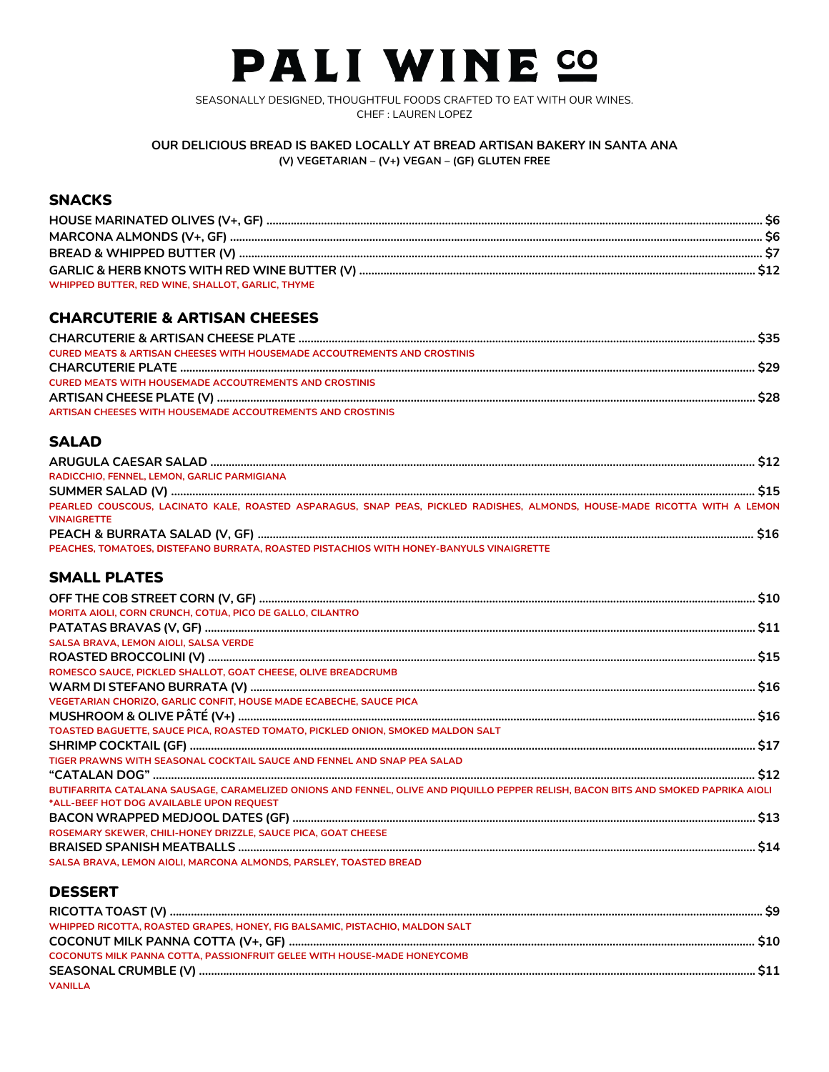# PALI WINE CO

SEASONALLY DESIGNED, THOUGHTFUL FOODS CRAFTED TO EAT WITH OUR WINES.
CHEF : LAUREN LOPEZ

**OUR DELICIOUS BREAD IS BAKED LOCALLY AT BREAD ARTISAN BAKERY IN SANTA ANA**
**(V) VEGETARIAN – (V+) VEGAN – (GF) GLUTEN FREE**

## SNACKS

**HOUSE MARINATED OLIVES (V+, GF)** ............ $6

**MARCONA ALMONDS (V+, GF)** ............ $6

**BREAD & WHIPPED BUTTER (V)** ............ $7

**GARLIC & HERB KNOTS WITH RED WINE BUTTER (V)** ............ $12
WHIPPED BUTTER, RED WINE, SHALLOT, GARLIC, THYME

## CHARCUTERIE & ARTISAN CHEESES

**CHARCUTERIE & ARTISAN CHEESE PLATE** ............ $35
CURED MEATS & ARTISAN CHEESES WITH HOUSEMADE ACCOUTREMENTS AND CROSTINIS

**CHARCUTERIE PLATE** ............ $29
CURED MEATS WITH HOUSEMADE ACCOUTREMENTS AND CROSTINIS

**ARTISAN CHEESE PLATE (V)** ............ $28
ARTISAN CHEESES WITH HOUSEMADE ACCOUTREMENTS AND CROSTINIS

## SALAD

**ARUGULA CAESAR SALAD** ............ $12
RADICCHIO, FENNEL, LEMON, GARLIC PARMIGIANA

**SUMMER SALAD (V)** ............ $15
PEARLED COUSCOUS, LACINATO KALE, ROASTED ASPARAGUS, SNAP PEAS, PICKLED RADISHES, ALMONDS, HOUSE-MADE RICOTTA WITH A LEMON VINAIGRETTE

**PEACH & BURRATA SALAD (V, GF)** ............ $16
PEACHES, TOMATOES, DISTEFANO BURRATA, ROASTED PISTACHIOS WITH HONEY-BANYULS VINAIGRETTE

## SMALL PLATES

**OFF THE COB STREET CORN (V, GF)** ............ $10
MORITA AIOLI, CORN CRUNCH, COTIJA, PICO DE GALLO, CILANTRO

**PATATAS BRAVAS (V, GF)** ............ $11
SALSA BRAVA, LEMON AIOLI, SALSA VERDE

**ROASTED BROCCOLINI (V)** ............ $15
ROMESCO SAUCE, PICKLED SHALLOT, GOAT CHEESE, OLIVE BREADCRUMB

**WARM DI STEFANO BURRATA (V)** ............ $16
VEGETARIAN CHORIZO, GARLIC CONFIT, HOUSE MADE ECABECHE, SAUCE PICA

**MUSHROOM & OLIVE PÂTÉ (V+)** ............ $16
TOASTED BAGUETTE, SAUCE PICA, ROASTED TOMATO, PICKLED ONION, SMOKED MALDON SALT

**SHRIMP COCKTAIL (GF)** ............ $17
TIGER PRAWNS WITH SEASONAL COCKTAIL SAUCE AND FENNEL AND SNAP PEA SALAD

**"CATALAN DOG"** ............ $12
BUTIFARRITA CATALANA SAUSAGE, CARAMELIZED ONIONS AND FENNEL, OLIVE AND PIQUILLO PEPPER RELISH, BACON BITS AND SMOKED PAPRIKA AIOLI
*ALL-BEEF HOT DOG AVAILABLE UPON REQUEST

**BACON WRAPPED MEDJOOL DATES (GF)** ............ $13
ROSEMARY SKEWER, CHILI-HONEY DRIZZLE, SAUCE PICA, GOAT CHEESE

**BRAISED SPANISH MEATBALLS** ............ $14
SALSA BRAVA, LEMON AIOLI, MARCONA ALMONDS, PARSLEY, TOASTED BREAD

## DESSERT

**RICOTTA TOAST (V)** ............ $9
WHIPPED RICOTTA, ROASTED GRAPES, HONEY, FIG BALSAMIC, PISTACHIO, MALDON SALT

**COCONUT MILK PANNA COTTA (V+, GF)** ............ $10
COCONUTS MILK PANNA COTTA, PASSIONFRUIT GELEE WITH HOUSE-MADE HONEYCOMB

**SEASONAL CRUMBLE (V)** ............ $11
VANILLA